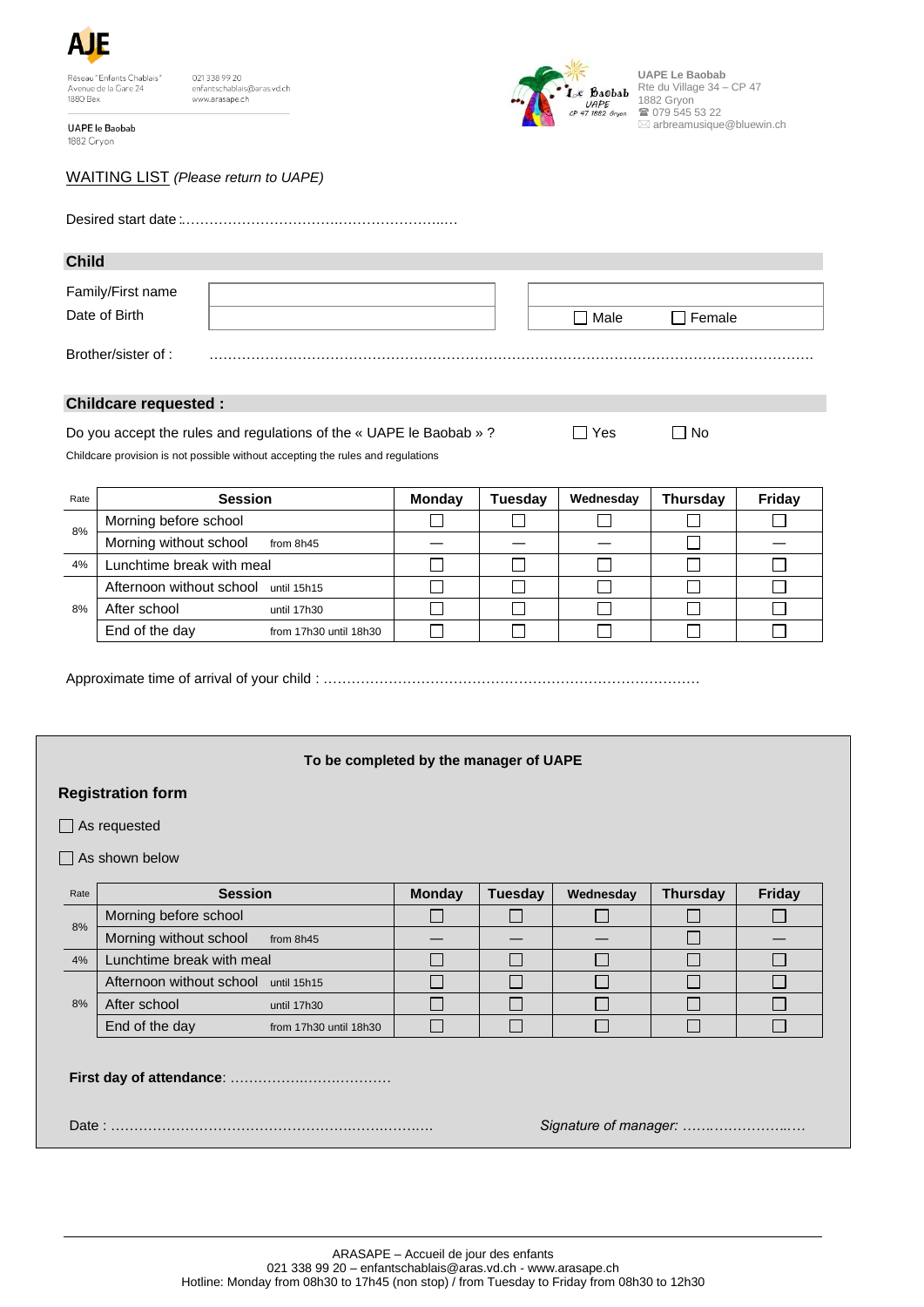AJE

Réseau "Enfants Chablais"
Avenue de la Gare 24
1880 Bex

021 338 99 20
enfantschablais@aras.vd.ch
www.arasape.ch

UAPE le Baobab
1882 Gryon

**UAPE Le Baobab**
Rte du Village 34 – CP 47
1882 Gryon
☎ 079 545 53 22
✉ arbreamusique@bluewin.ch

WAITING LIST *(Please return to UAPE)*

Desired start date :……………………………………………………..…

## Child

| Family/First name | | |
|---|---|---|
| Date of Birth | | ☐ Male ☐ Female |

Brother/sister of : ……………………………………………………………………………………………………………….

## Childcare requested :

Do you accept the rules and regulations of the « UAPE le Baobab » ? ☐ Yes ☐ No

Childcare provision is not possible without accepting the rules and regulations

| Rate | Session | | Monday | Tuesday | Wednesday | Thursday | Friday |
|---|---|---|---|---|---|---|---|
| 8% | Morning before school | | ☐ | ☐ | ☐ | ☐ | ☐ |
| | Morning without school | from 8h45 | — | — | — | ☐ | — |
| 4% | Lunchtime break with meal | | ☐ | ☐ | ☐ | ☐ | ☐ |
| 8% | Afternoon without school | until 15h15 | ☐ | ☐ | ☐ | ☐ | ☐ |
| | After school | until 17h30 | ☐ | ☐ | ☐ | ☐ | ☐ |
| | End of the day | from 17h30 until 18h30 | ☐ | ☐ | ☐ | ☐ | ☐ |

Approximate time of arrival of your child : ……………………………………………………………………….

**To be completed by the manager of UAPE**

### Registration form

☐ As requested

☐ As shown below

| Rate | Session | | Monday | Tuesday | Wednesday | Thursday | Friday |
|---|---|---|---|---|---|---|---|
| 8% | Morning before school | | ☐ | ☐ | ☐ | ☐ | ☐ |
| | Morning without school | from 8h45 | — | — | — | ☐ | — |
| 4% | Lunchtime break with meal | | ☐ | ☐ | ☐ | ☐ | ☐ |
| 8% | Afternoon without school | until 15h15 | ☐ | ☐ | ☐ | ☐ | ☐ |
| | After school | until 17h30 | ☐ | ☐ | ☐ | ☐ | ☐ |
| | End of the day | from 17h30 until 18h30 | ☐ | ☐ | ☐ | ☐ | ☐ |

**First day of attendance**: ……………………………

Date : ………………………………………………………….……….…… *Signature of manager: ……………………..….*

ARASAPE – Accueil de jour des enfants
021 338 99 20 – enfantschablais@aras.vd.ch - www.arasape.ch
Hotline: Monday from 08h30 to 17h45 (non stop) / from Tuesday to Friday from 08h30 to 12h30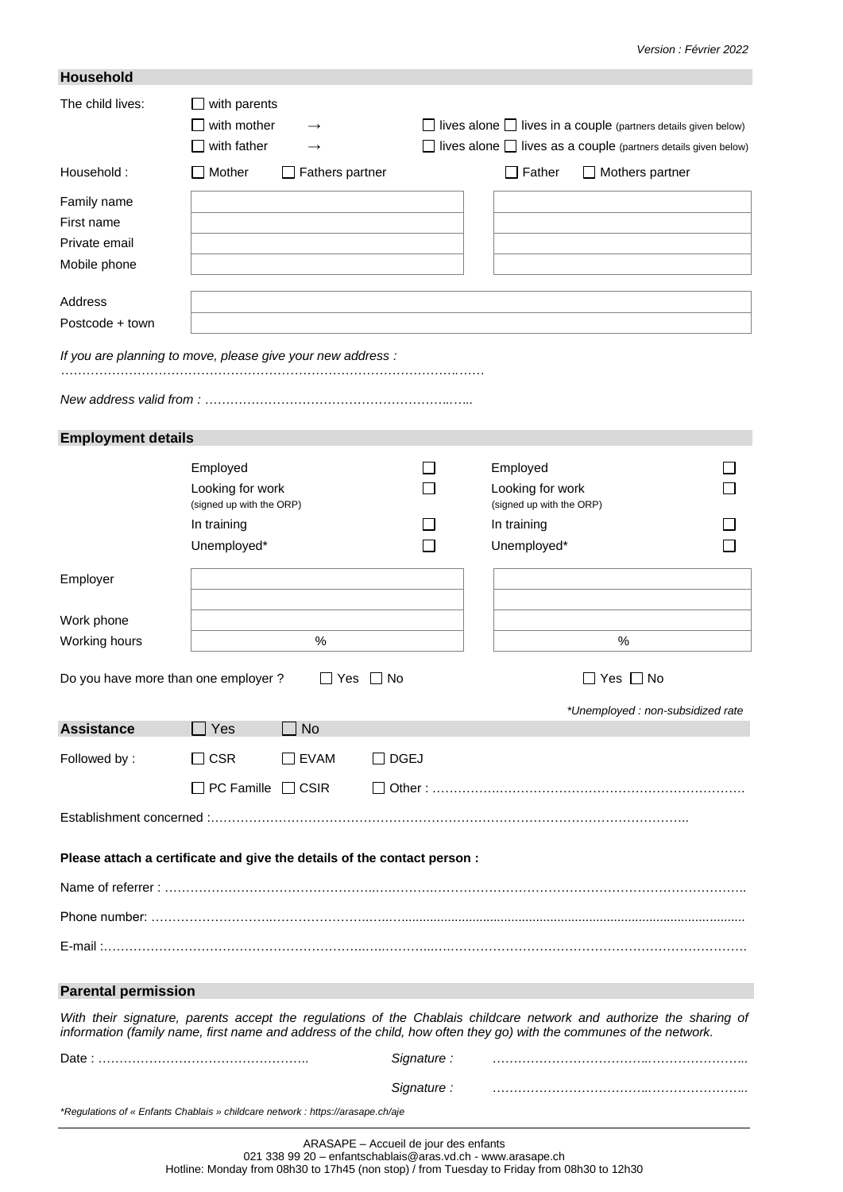## Household

The child lives:

- ☐ with parents
- ☐ with mother → ☐ lives alone ☐ lives in a couple (partners details given below)
- ☐ with father → ☐ lives alone ☐ lives as a couple (partners details given below)

| Household : | ☐ Mother ☐ Fathers partner | ☐ Father ☐ Mothers partner |
|---|---|---|
| Family name | | |
| First name | | |
| Private email | | |
| Mobile phone | | |

| | |
|---|---|
| Address | |
| Postcode + town | |

*If you are planning to move, please give your new address :*
…………………………………………………………………………………….……

*New address valid from : ………………………………………………..…..*

## Employment details

| | | | | |
|---|---|---|---|---|
| | Employed | ☐ | Employed | ☐ |
| | Looking for work (signed up with the ORP) | ☐ | Looking for work (signed up with the ORP) | ☐ |
| | In training | ☐ | In training | ☐ |
| | Unemployed* | ☐ | Unemployed* | ☐ |
| Employer | | | | |
| Work phone | | | | |
| Working hours | % | | % | |

Do you have more than one employer ? ☐ Yes ☐ No ☐ Yes ☐ No

*\*Unemployed : non-subsidized rate*

## Assistance ☐ Yes ☐ No

Followed by : ☐ CSR ☐ EVAM ☐ DGEJ

☐ PC Famille ☐ CSIR ☐ Other : ………………………………………………………………….

Establishment concerned :…………………………………………………………………………………………………..

**Please attach a certificate and give the details of the contact person :**

Name of referrer : ……………………………………………………………………………………………………………………..

Phone number: ………………………………………………………………………………………………………………………

E-mail :…………………………………………………………………………………………………………………………………

## Parental permission

*With their signature, parents accept the regulations of the Chablais childcare network and authorize the sharing of information (family name, first name and address of the child, how often they go) with the communes of the network.*

Date : ………………………………………….. *Signature :* ……………………………………………………..

*Signature :* ……………………………………………………..

*\*Regulations of « Enfants Chablais » childcare network : https://arasape.ch/aje*

ARASAPE – Accueil de jour des enfants
021 338 99 20 – enfantschablais@aras.vd.ch - www.arasape.ch
Hotline: Monday from 08h30 to 17h45 (non stop) / from Tuesday to Friday from 08h30 to 12h30